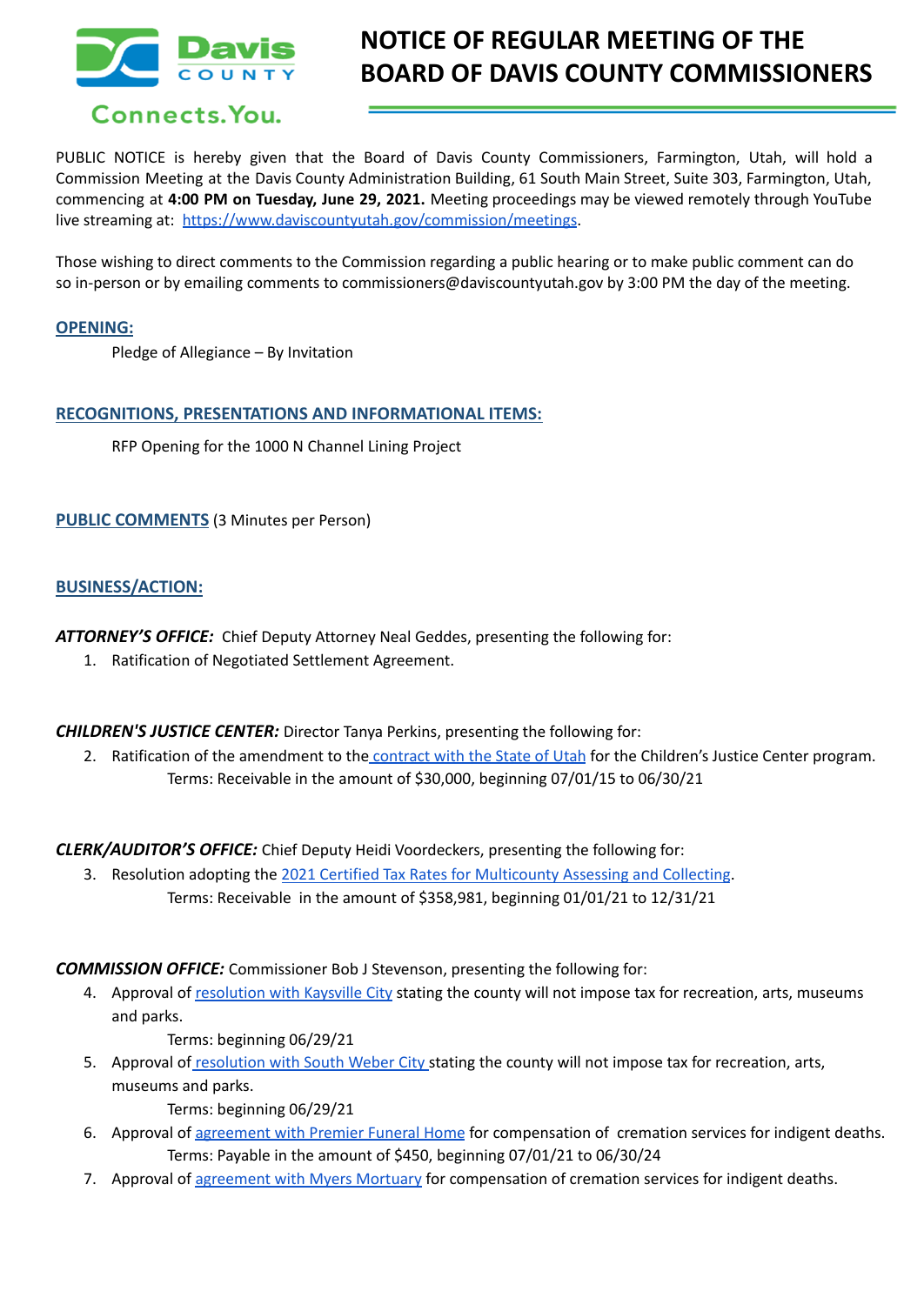# NOTICE OF REGULAR MEETING OF THE BOARD OF DAVIS COUNTY COMMISSIONERS

PUBLIC NOTICE is hereby given that the Board of Davis County Commissioners, Farmington, Utah, will hold a Commission Meeting at the Davis County Administration Building, 61 South Main Street, Suite 303, Farmington, Utah, commencing at **4:00 PM on Tuesday, June 29, 2021.** Meeting proceedings may be viewed remotely through YouTube live streaming at: https://www.daviscountyutah.gov/commission/meetings.

Those wishing to direct comments to the Commission regarding a public hearing or to make public comment can do so in-person or by emailing comments to commissioners@daviscountyutah.gov by 3:00 PM the day of the meeting.

## OPENING:

Pledge of Allegiance – By Invitation

## RECOGNITIONS, PRESENTATIONS AND INFORMATIONAL ITEMS:

RFP Opening for the 1000 N Channel Lining Project

## PUBLIC COMMENTS (3 Minutes per Person)

## BUSINESS/ACTION:

***ATTORNEY'S OFFICE:*** Chief Deputy Attorney Neal Geddes, presenting the following for:

1. Ratification of Negotiated Settlement Agreement.

***CHILDREN'S JUSTICE CENTER:*** Director Tanya Perkins, presenting the following for:

2. Ratification of the amendment to the contract with the State of Utah for the Children's Justice Center program.
   Terms: Receivable in the amount of $30,000, beginning 07/01/15 to 06/30/21

***CLERK/AUDITOR'S OFFICE:*** Chief Deputy Heidi Voordeckers, presenting the following for:

3. Resolution adopting the 2021 Certified Tax Rates for Multicounty Assessing and Collecting.
   Terms: Receivable in the amount of $358,981, beginning 01/01/21 to 12/31/21

***COMMISSION OFFICE:*** Commissioner Bob J Stevenson, presenting the following for:

4. Approval of resolution with Kaysville City stating the county will not impose tax for recreation, arts, museums and parks.
   Terms: beginning 06/29/21
5. Approval of resolution with South Weber City stating the county will not impose tax for recreation, arts, museums and parks.
   Terms: beginning 06/29/21
6. Approval of agreement with Premier Funeral Home for compensation of cremation services for indigent deaths.
   Terms: Payable in the amount of $450, beginning 07/01/21 to 06/30/24
7. Approval of agreement with Myers Mortuary for compensation of cremation services for indigent deaths.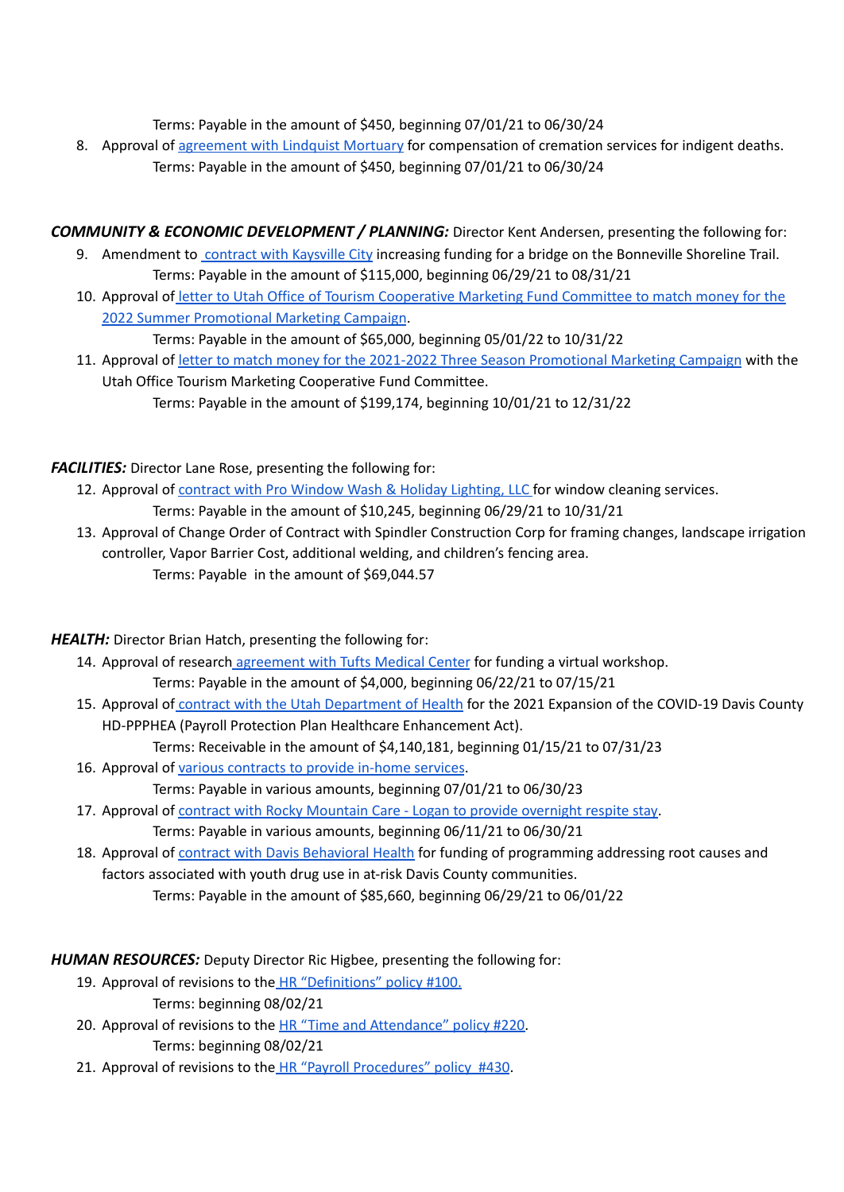Terms: Payable in the amount of $450, beginning 07/01/21 to 06/30/24

8. Approval of agreement with Lindquist Mortuary for compensation of cremation services for indigent deaths.
   Terms: Payable in the amount of $450, beginning 07/01/21 to 06/30/24

***COMMUNITY & ECONOMIC DEVELOPMENT / PLANNING:*** Director Kent Andersen, presenting the following for:

9. Amendment to contract with Kaysville City increasing funding for a bridge on the Bonneville Shoreline Trail.
   Terms: Payable in the amount of $115,000, beginning 06/29/21 to 08/31/21
10. Approval of letter to Utah Office of Tourism Cooperative Marketing Fund Committee to match money for the 2022 Summer Promotional Marketing Campaign.
    Terms: Payable in the amount of $65,000, beginning 05/01/22 to 10/31/22
11. Approval of letter to match money for the 2021-2022 Three Season Promotional Marketing Campaign with the Utah Office Tourism Marketing Cooperative Fund Committee.
    Terms: Payable in the amount of $199,174, beginning 10/01/21 to 12/31/22

***FACILITIES:*** Director Lane Rose, presenting the following for:

12. Approval of contract with Pro Window Wash & Holiday Lighting, LLC for window cleaning services.
    Terms: Payable in the amount of $10,245, beginning 06/29/21 to 10/31/21
13. Approval of Change Order of Contract with Spindler Construction Corp for framing changes, landscape irrigation controller, Vapor Barrier Cost, additional welding, and children's fencing area.
    Terms: Payable in the amount of $69,044.57

***HEALTH:*** Director Brian Hatch, presenting the following for:

14. Approval of research agreement with Tufts Medical Center for funding a virtual workshop.
    Terms: Payable in the amount of $4,000, beginning 06/22/21 to 07/15/21
15. Approval of contract with the Utah Department of Health for the 2021 Expansion of the COVID-19 Davis County HD-PPPHEA (Payroll Protection Plan Healthcare Enhancement Act).
    Terms: Receivable in the amount of $4,140,181, beginning 01/15/21 to 07/31/23
16. Approval of various contracts to provide in-home services.
    Terms: Payable in various amounts, beginning 07/01/21 to 06/30/23
17. Approval of contract with Rocky Mountain Care - Logan to provide overnight respite stay.
    Terms: Payable in various amounts, beginning 06/11/21 to 06/30/21
18. Approval of contract with Davis Behavioral Health for funding of programming addressing root causes and factors associated with youth drug use in at-risk Davis County communities.
    Terms: Payable in the amount of $85,660, beginning 06/29/21 to 06/01/22

***HUMAN RESOURCES:*** Deputy Director Ric Higbee, presenting the following for:

19. Approval of revisions to the HR "Definitions" policy #100.
    Terms: beginning 08/02/21
20. Approval of revisions to the HR "Time and Attendance" policy #220.
    Terms: beginning 08/02/21
21. Approval of revisions to the HR "Payroll Procedures" policy #430.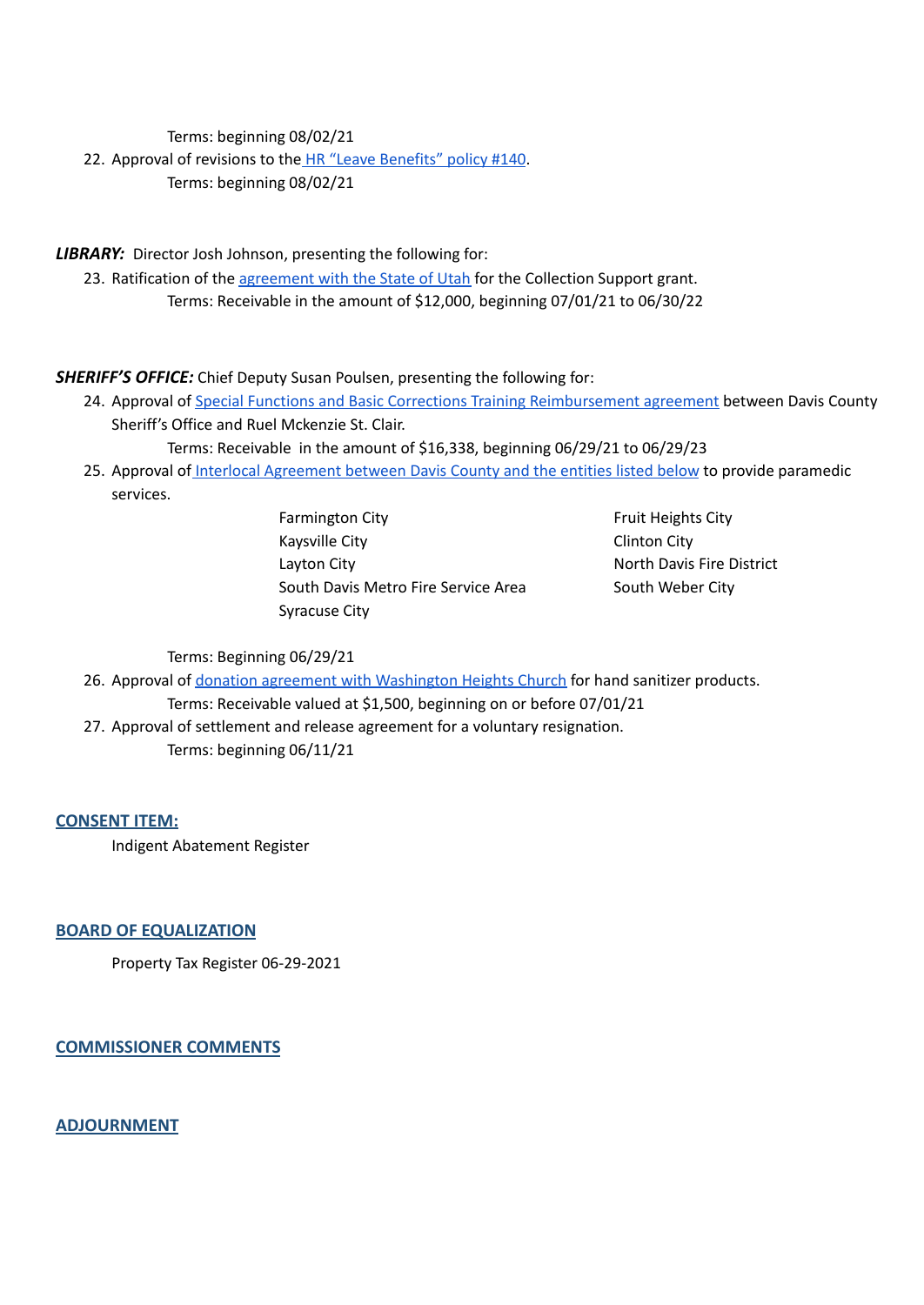Terms: beginning 08/02/21

22. Approval of revisions to the HR "Leave Benefits" policy #140.
    Terms: beginning 08/02/21

***LIBRARY:*** Director Josh Johnson, presenting the following for:

23. Ratification of the agreement with the State of Utah for the Collection Support grant.
    Terms: Receivable in the amount of $12,000, beginning 07/01/21 to 06/30/22

***SHERIFF'S OFFICE:*** Chief Deputy Susan Poulsen, presenting the following for:

24. Approval of Special Functions and Basic Corrections Training Reimbursement agreement between Davis County Sheriff's Office and Ruel Mckenzie St. Clair.
    Terms: Receivable in the amount of $16,338, beginning 06/29/21 to 06/29/23
25. Approval of Interlocal Agreement between Davis County and the entities listed below to provide paramedic services.
    - Farmington City
    - Kaysville City
    - Layton City
    - South Davis Metro Fire Service Area
    - Syracuse City
    - Fruit Heights City
    - Clinton City
    - North Davis Fire District
    - South Weber City

    Terms: Beginning 06/29/21
26. Approval of donation agreement with Washington Heights Church for hand sanitizer products.
    Terms: Receivable valued at $1,500, beginning on or before 07/01/21
27. Approval of settlement and release agreement for a voluntary resignation.
    Terms: beginning 06/11/21

## CONSENT ITEM:

Indigent Abatement Register

## BOARD OF EQUALIZATION

Property Tax Register 06-29-2021

## COMMISSIONER COMMENTS

## ADJOURNMENT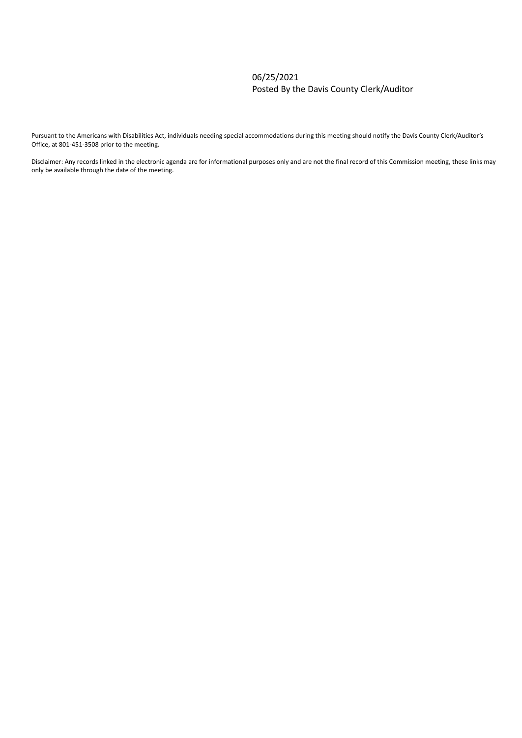06/25/2021
Posted By the Davis County Clerk/Auditor

Pursuant to the Americans with Disabilities Act, individuals needing special accommodations during this meeting should notify the Davis County Clerk/Auditor's Office, at 801-451-3508 prior to the meeting.

Disclaimer: Any records linked in the electronic agenda are for informational purposes only and are not the final record of this Commission meeting, these links may only be available through the date of the meeting.